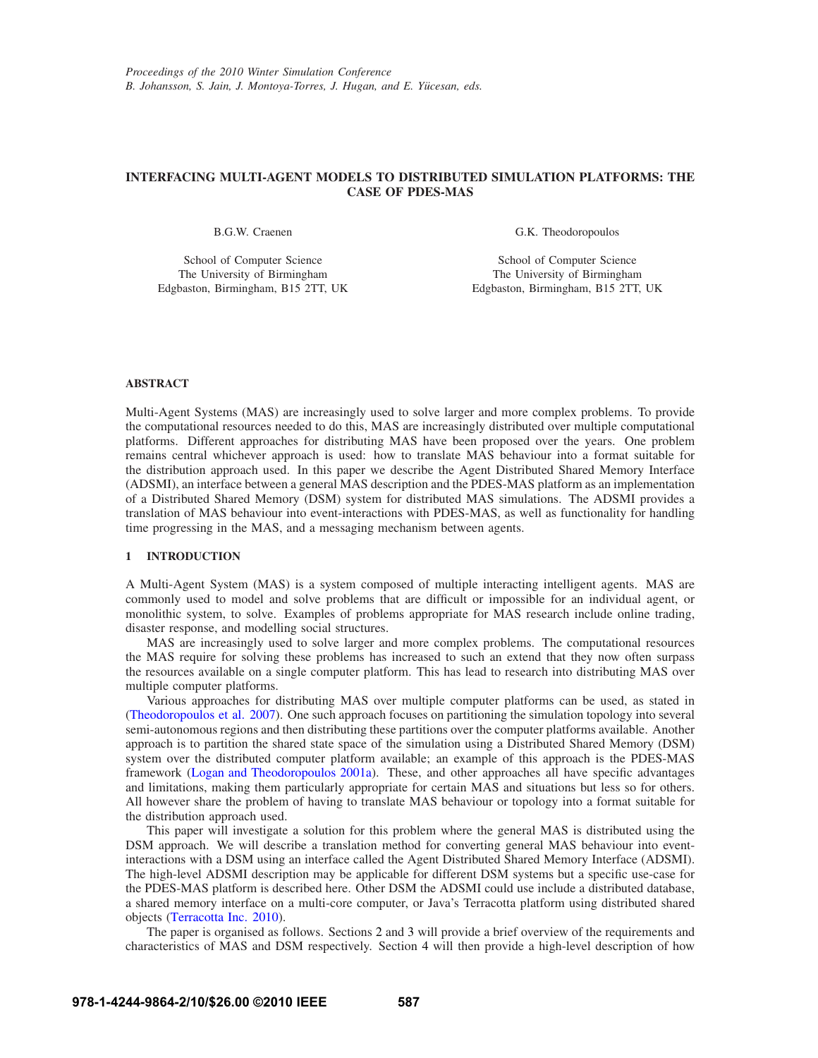# INTERFACING MULTI-AGENT MODELS TO DISTRIBUTED SIMULATION PLATFORMS: THE CASE OF PDES-MAS

B.G.W. Craenen

School of Computer Science
The University of Birmingham
Edgbaston, Birmingham, B15 2TT, UK

G.K. Theodoropoulos

School of Computer Science
The University of Birmingham
Edgbaston, Birmingham, B15 2TT, UK

## ABSTRACT

Multi-Agent Systems (MAS) are increasingly used to solve larger and more complex problems. To provide the computational resources needed to do this, MAS are increasingly distributed over multiple computational platforms. Different approaches for distributing MAS have been proposed over the years. One problem remains central whichever approach is used: how to translate MAS behaviour into a format suitable for the distribution approach used. In this paper we describe the Agent Distributed Shared Memory Interface (ADSMI), an interface between a general MAS description and the PDES-MAS platform as an implementation of a Distributed Shared Memory (DSM) system for distributed MAS simulations. The ADSMI provides a translation of MAS behaviour into event-interactions with PDES-MAS, as well as functionality for handling time progressing in the MAS, and a messaging mechanism between agents.

## 1 INTRODUCTION

A Multi-Agent System (MAS) is a system composed of multiple interacting intelligent agents. MAS are commonly used to model and solve problems that are difficult or impossible for an individual agent, or monolithic system, to solve. Examples of problems appropriate for MAS research include online trading, disaster response, and modelling social structures.

MAS are increasingly used to solve larger and more complex problems. The computational resources the MAS require for solving these problems has increased to such an extend that they now often surpass the resources available on a single computer platform. This has lead to research into distributing MAS over multiple computer platforms.

Various approaches for distributing MAS over multiple computer platforms can be used, as stated in (Theodoropoulos et al. 2007). One such approach focuses on partitioning the simulation topology into several semi-autonomous regions and then distributing these partitions over the computer platforms available. Another approach is to partition the shared state space of the simulation using a Distributed Shared Memory (DSM) system over the distributed computer platform available; an example of this approach is the PDES-MAS framework (Logan and Theodoropoulos 2001a). These, and other approaches all have specific advantages and limitations, making them particularly appropriate for certain MAS and situations but less so for others. All however share the problem of having to translate MAS behaviour or topology into a format suitable for the distribution approach used.

This paper will investigate a solution for this problem where the general MAS is distributed using the DSM approach. We will describe a translation method for converting general MAS behaviour into event-interactions with a DSM using an interface called the Agent Distributed Shared Memory Interface (ADSMI). The high-level ADSMI description may be applicable for different DSM systems but a specific use-case for the PDES-MAS platform is described here. Other DSM the ADSMI could use include a distributed database, a shared memory interface on a multi-core computer, or Java's Terracotta platform using distributed shared objects (Terracotta Inc. 2010).

The paper is organised as follows. Sections 2 and 3 will provide a brief overview of the requirements and characteristics of MAS and DSM respectively. Section 4 will then provide a high-level description of how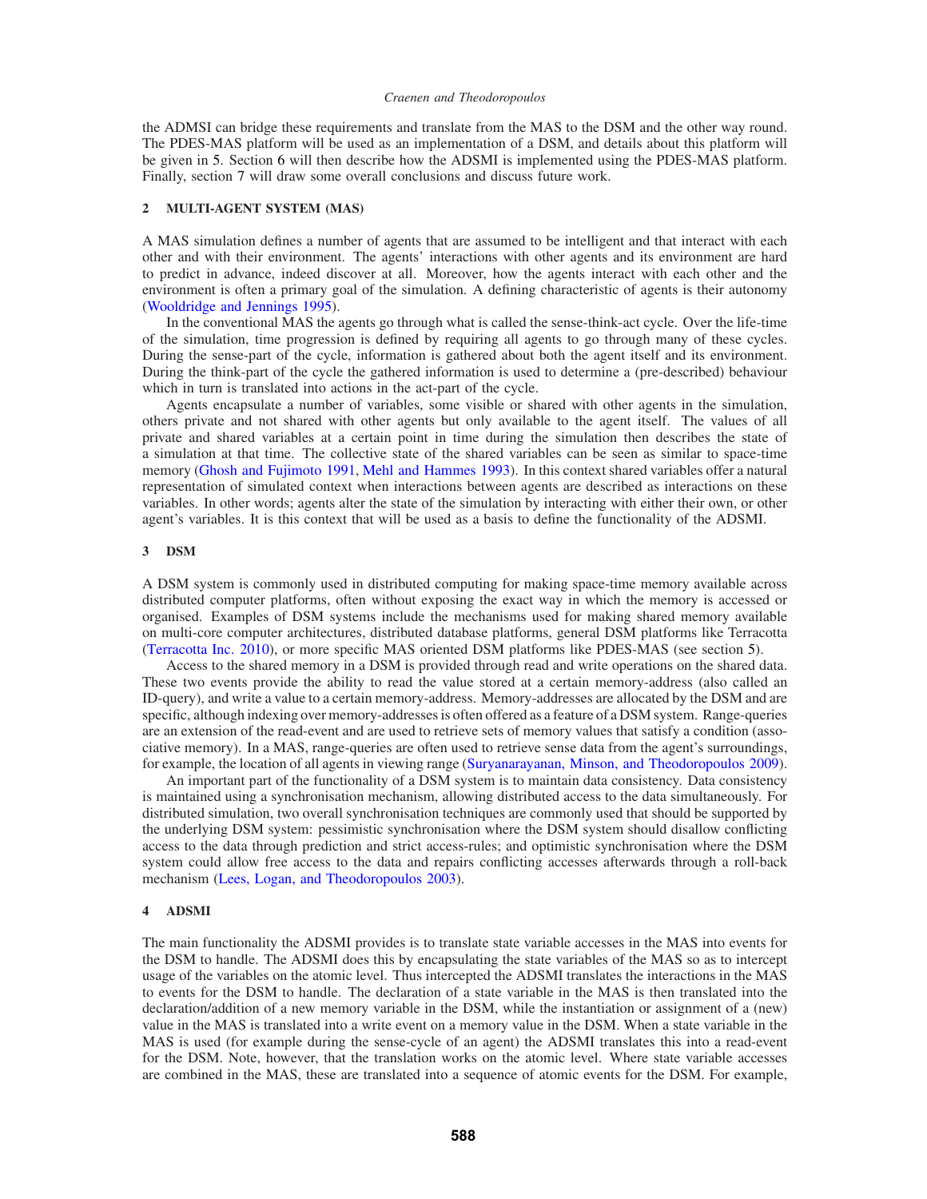the ADMSI can bridge these requirements and translate from the MAS to the DSM and the other way round. The PDES-MAS platform will be used as an implementation of a DSM, and details about this platform will be given in 5. Section 6 will then describe how the ADSMI is implemented using the PDES-MAS platform. Finally, section 7 will draw some overall conclusions and discuss future work.

## 2 MULTI-AGENT SYSTEM (MAS)

A MAS simulation defines a number of agents that are assumed to be intelligent and that interact with each other and with their environment. The agents' interactions with other agents and its environment are hard to predict in advance, indeed discover at all. Moreover, how the agents interact with each other and the environment is often a primary goal of the simulation. A defining characteristic of agents is their autonomy (Wooldridge and Jennings 1995).

In the conventional MAS the agents go through what is called the sense-think-act cycle. Over the life-time of the simulation, time progression is defined by requiring all agents to go through many of these cycles. During the sense-part of the cycle, information is gathered about both the agent itself and its environment. During the think-part of the cycle the gathered information is used to determine a (pre-described) behaviour which in turn is translated into actions in the act-part of the cycle.

Agents encapsulate a number of variables, some visible or shared with other agents in the simulation, others private and not shared with other agents but only available to the agent itself. The values of all private and shared variables at a certain point in time during the simulation then describes the state of a simulation at that time. The collective state of the shared variables can be seen as similar to space-time memory (Ghosh and Fujimoto 1991, Mehl and Hammes 1993). In this context shared variables offer a natural representation of simulated context when interactions between agents are described as interactions on these variables. In other words; agents alter the state of the simulation by interacting with either their own, or other agent's variables. It is this context that will be used as a basis to define the functionality of the ADSMI.

## 3 DSM

A DSM system is commonly used in distributed computing for making space-time memory available across distributed computer platforms, often without exposing the exact way in which the memory is accessed or organised. Examples of DSM systems include the mechanisms used for making shared memory available on multi-core computer architectures, distributed database platforms, general DSM platforms like Terracotta (Terracotta Inc. 2010), or more specific MAS oriented DSM platforms like PDES-MAS (see section 5).

Access to the shared memory in a DSM is provided through read and write operations on the shared data. These two events provide the ability to read the value stored at a certain memory-address (also called an ID-query), and write a value to a certain memory-address. Memory-addresses are allocated by the DSM and are specific, although indexing over memory-addresses is often offered as a feature of a DSM system. Range-queries are an extension of the read-event and are used to retrieve sets of memory values that satisfy a condition (associative memory). In a MAS, range-queries are often used to retrieve sense data from the agent's surroundings, for example, the location of all agents in viewing range (Suryanarayanan, Minson, and Theodoropoulos 2009).

An important part of the functionality of a DSM system is to maintain data consistency. Data consistency is maintained using a synchronisation mechanism, allowing distributed access to the data simultaneously. For distributed simulation, two overall synchronisation techniques are commonly used that should be supported by the underlying DSM system: pessimistic synchronisation where the DSM system should disallow conflicting access to the data through prediction and strict access-rules; and optimistic synchronisation where the DSM system could allow free access to the data and repairs conflicting accesses afterwards through a roll-back mechanism (Lees, Logan, and Theodoropoulos 2003).

## 4 ADSMI

The main functionality the ADSMI provides is to translate state variable accesses in the MAS into events for the DSM to handle. The ADSMI does this by encapsulating the state variables of the MAS so as to intercept usage of the variables on the atomic level. Thus intercepted the ADSMI translates the interactions in the MAS to events for the DSM to handle. The declaration of a state variable in the MAS is then translated into the declaration/addition of a new memory variable in the DSM, while the instantiation or assignment of a (new) value in the MAS is translated into a write event on a memory value in the DSM. When a state variable in the MAS is used (for example during the sense-cycle of an agent) the ADSMI translates this into a read-event for the DSM. Note, however, that the translation works on the atomic level. Where state variable accesses are combined in the MAS, these are translated into a sequence of atomic events for the DSM. For example,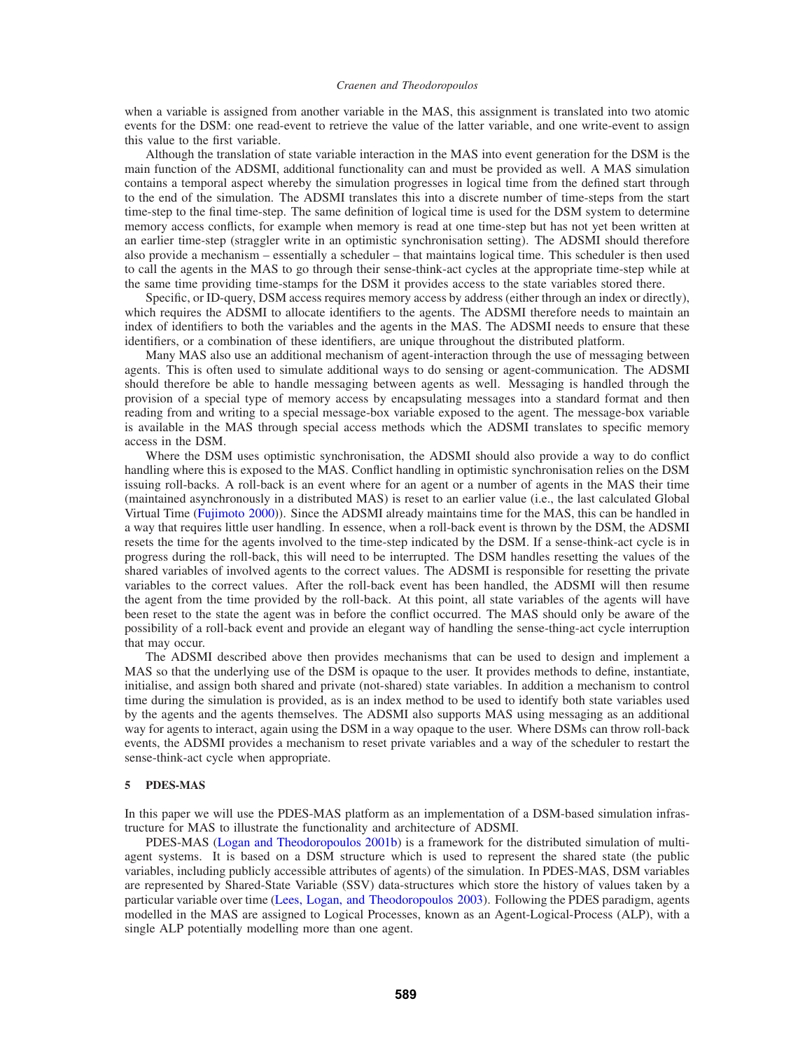when a variable is assigned from another variable in the MAS, this assignment is translated into two atomic events for the DSM: one read-event to retrieve the value of the latter variable, and one write-event to assign this value to the first variable.

Although the translation of state variable interaction in the MAS into event generation for the DSM is the main function of the ADSMI, additional functionality can and must be provided as well. A MAS simulation contains a temporal aspect whereby the simulation progresses in logical time from the defined start through to the end of the simulation. The ADSMI translates this into a discrete number of time-steps from the start time-step to the final time-step. The same definition of logical time is used for the DSM system to determine memory access conflicts, for example when memory is read at one time-step but has not yet been written at an earlier time-step (straggler write in an optimistic synchronisation setting). The ADSMI should therefore also provide a mechanism – essentially a scheduler – that maintains logical time. This scheduler is then used to call the agents in the MAS to go through their sense-think-act cycles at the appropriate time-step while at the same time providing time-stamps for the DSM it provides access to the state variables stored there.

Specific, or ID-query, DSM access requires memory access by address (either through an index or directly), which requires the ADSMI to allocate identifiers to the agents. The ADSMI therefore needs to maintain an index of identifiers to both the variables and the agents in the MAS. The ADSMI needs to ensure that these identifiers, or a combination of these identifiers, are unique throughout the distributed platform.

Many MAS also use an additional mechanism of agent-interaction through the use of messaging between agents. This is often used to simulate additional ways to do sensing or agent-communication. The ADSMI should therefore be able to handle messaging between agents as well. Messaging is handled through the provision of a special type of memory access by encapsulating messages into a standard format and then reading from and writing to a special message-box variable exposed to the agent. The message-box variable is available in the MAS through special access methods which the ADSMI translates to specific memory access in the DSM.

Where the DSM uses optimistic synchronisation, the ADSMI should also provide a way to do conflict handling where this is exposed to the MAS. Conflict handling in optimistic synchronisation relies on the DSM issuing roll-backs. A roll-back is an event where for an agent or a number of agents in the MAS their time (maintained asynchronously in a distributed MAS) is reset to an earlier value (i.e., the last calculated Global Virtual Time (Fujimoto 2000)). Since the ADSMI already maintains time for the MAS, this can be handled in a way that requires little user handling. In essence, when a roll-back event is thrown by the DSM, the ADSMI resets the time for the agents involved to the time-step indicated by the DSM. If a sense-think-act cycle is in progress during the roll-back, this will need to be interrupted. The DSM handles resetting the values of the shared variables of involved agents to the correct values. The ADSMI is responsible for resetting the private variables to the correct values. After the roll-back event has been handled, the ADSMI will then resume the agent from the time provided by the roll-back. At this point, all state variables of the agents will have been reset to the state the agent was in before the conflict occurred. The MAS should only be aware of the possibility of a roll-back event and provide an elegant way of handling the sense-thing-act cycle interruption that may occur.

The ADSMI described above then provides mechanisms that can be used to design and implement a MAS so that the underlying use of the DSM is opaque to the user. It provides methods to define, instantiate, initialise, and assign both shared and private (not-shared) state variables. In addition a mechanism to control time during the simulation is provided, as is an index method to be used to identify both state variables used by the agents and the agents themselves. The ADSMI also supports MAS using messaging as an additional way for agents to interact, again using the DSM in a way opaque to the user. Where DSMs can throw roll-back events, the ADSMI provides a mechanism to reset private variables and a way of the scheduler to restart the sense-think-act cycle when appropriate.

## 5 PDES-MAS

In this paper we will use the PDES-MAS platform as an implementation of a DSM-based simulation infrastructure for MAS to illustrate the functionality and architecture of ADSMI.

PDES-MAS (Logan and Theodoropoulos 2001b) is a framework for the distributed simulation of multi-agent systems. It is based on a DSM structure which is used to represent the shared state (the public variables, including publicly accessible attributes of agents) of the simulation. In PDES-MAS, DSM variables are represented by Shared-State Variable (SSV) data-structures which store the history of values taken by a particular variable over time (Lees, Logan, and Theodoropoulos 2003). Following the PDES paradigm, agents modelled in the MAS are assigned to Logical Processes, known as an Agent-Logical-Process (ALP), with a single ALP potentially modelling more than one agent.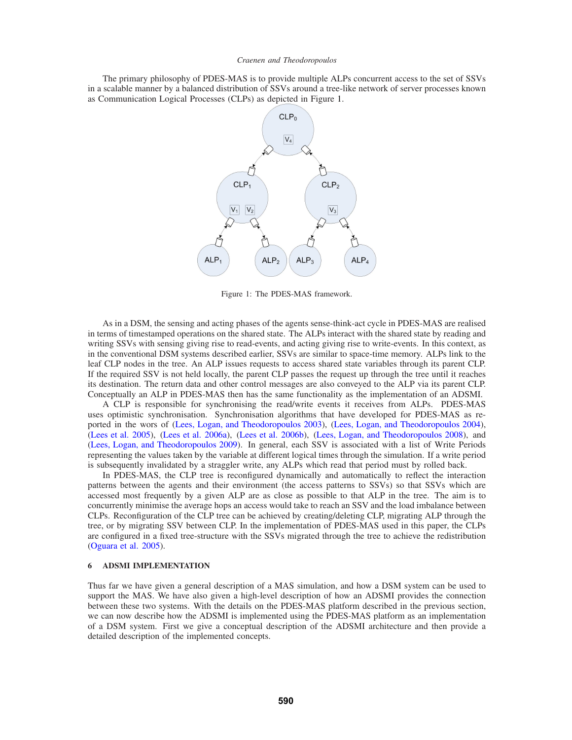The primary philosophy of PDES-MAS is to provide multiple ALPs concurrent access to the set of SSVs in a scalable manner by a balanced distribution of SSVs around a tree-like network of server processes known as Communication Logical Processes (CLPs) as depicted in Figure 1.

Figure 1: The PDES-MAS framework.

As in a DSM, the sensing and acting phases of the agents sense-think-act cycle in PDES-MAS are realised in terms of timestamped operations on the shared state. The ALPs interact with the shared state by reading and writing SSVs with sensing giving rise to read-events, and acting giving rise to write-events. In this context, as in the conventional DSM systems described earlier, SSVs are similar to space-time memory. ALPs link to the leaf CLP nodes in the tree. An ALP issues requests to access shared state variables through its parent CLP. If the required SSV is not held locally, the parent CLP passes the request up through the tree until it reaches its destination. The return data and other control messages are also conveyed to the ALP via its parent CLP. Conceptually an ALP in PDES-MAS then has the same functionality as the implementation of an ADSMI.

A CLP is responsible for synchronising the read/write events it receives from ALPs. PDES-MAS uses optimistic synchronisation. Synchronisation algorithms that have developed for PDES-MAS as reported in the wors of (Lees, Logan, and Theodoropoulos 2003), (Lees, Logan, and Theodoropoulos 2004), (Lees et al. 2005), (Lees et al. 2006a), (Lees et al. 2006b), (Lees, Logan, and Theodoropoulos 2008), and (Lees, Logan, and Theodoropoulos 2009). In general, each SSV is associated with a list of Write Periods representing the values taken by the variable at different logical times through the simulation. If a write period is subsequently invalidated by a straggler write, any ALPs which read that period must by rolled back.

In PDES-MAS, the CLP tree is reconfigured dynamically and automatically to reflect the interaction patterns between the agents and their environment (the access patterns to SSVs) so that SSVs which are accessed most frequently by a given ALP are as close as possible to that ALP in the tree. The aim is to concurrently minimise the average hops an access would take to reach an SSV and the load imbalance between CLPs. Reconfiguration of the CLP tree can be achieved by creating/deleting CLP, migrating ALP through the tree, or by migrating SSV between CLP. In the implementation of PDES-MAS used in this paper, the CLPs are configured in a fixed tree-structure with the SSVs migrated through the tree to achieve the redistribution (Oguara et al. 2005).

## 6 ADSMI IMPLEMENTATION

Thus far we have given a general description of a MAS simulation, and how a DSM system can be used to support the MAS. We have also given a high-level description of how an ADSMI provides the connection between these two systems. With the details on the PDES-MAS platform described in the previous section, we can now describe how the ADSMI is implemented using the PDES-MAS platform as an implementation of a DSM system. First we give a conceptual description of the ADSMI architecture and then provide a detailed description of the implemented concepts.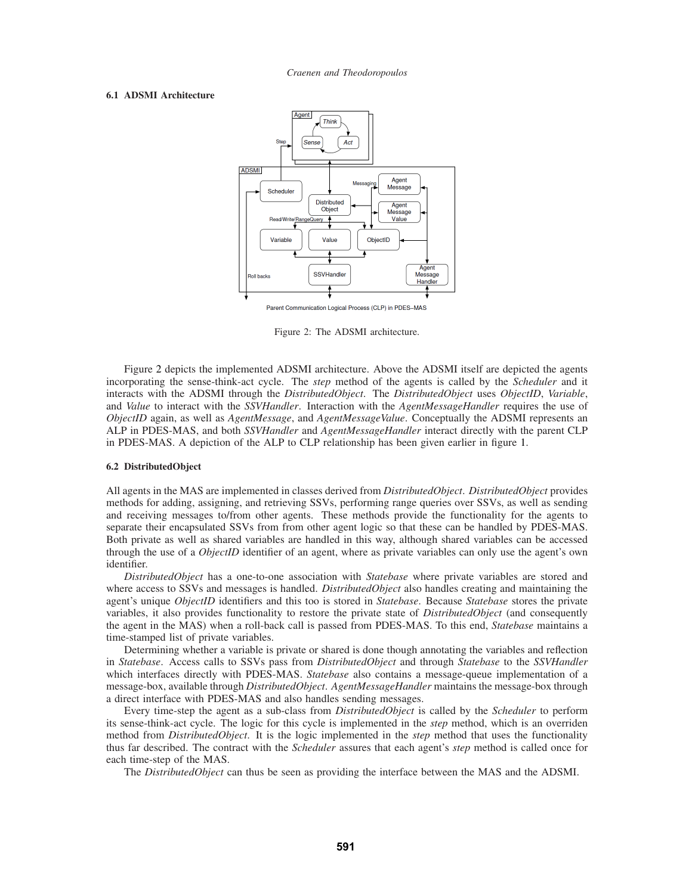### 6.1 ADSMI Architecture

Agent
Think
Step
Sense
Act
ADSMI
Messaging
Agent Message
Scheduler
Distributed Object
Agent Message Value
Read/Write/RangeQuery
Variable
Value
ObjectID
Roll backs
SSVHandler
Agent Message Handler
Parent Communication Logical Process (CLP) in PDES–MAS

Figure 2: The ADSMI architecture.

Figure 2 depicts the implemented ADSMI architecture. Above the ADSMI itself are depicted the agents incorporating the sense-think-act cycle. The *step* method of the agents is called by the *Scheduler* and it interacts with the ADSMI through the *DistributedObject*. The *DistributedObject* uses *ObjectID*, *Variable*, and *Value* to interact with the *SSVHandler*. Interaction with the *AgentMessageHandler* requires the use of *ObjectID* again, as well as *AgentMessage*, and *AgentMessageValue*. Conceptually the ADSMI represents an ALP in PDES-MAS, and both *SSVHandler* and *AgentMessageHandler* interact directly with the parent CLP in PDES-MAS. A depiction of the ALP to CLP relationship has been given earlier in figure 1.

### 6.2 DistributedObject

All agents in the MAS are implemented in classes derived from *DistributedObject*. *DistributedObject* provides methods for adding, assigning, and retrieving SSVs, performing range queries over SSVs, as well as sending and receiving messages to/from other agents. These methods provide the functionality for the agents to separate their encapsulated SSVs from from other agent logic so that these can be handled by PDES-MAS. Both private as well as shared variables are handled in this way, although shared variables can be accessed through the use of a *ObjectID* identifier of an agent, where as private variables can only use the agent's own identifier.

*DistributedObject* has a one-to-one association with *Statebase* where private variables are stored and where access to SSVs and messages is handled. *DistributedObject* also handles creating and maintaining the agent's unique *ObjectID* identifiers and this too is stored in *Statebase*. Because *Statebase* stores the private variables, it also provides functionality to restore the private state of *DistributedObject* (and consequently the agent in the MAS) when a roll-back call is passed from PDES-MAS. To this end, *Statebase* maintains a time-stamped list of private variables.

Determining whether a variable is private or shared is done though annotating the variables and reflection in *Statebase*. Access calls to SSVs pass from *DistributedObject* and through *Statebase* to the *SSVHandler* which interfaces directly with PDES-MAS. *Statebase* also contains a message-queue implementation of a message-box, available through *DistributedObject*. *AgentMessageHandler* maintains the message-box through a direct interface with PDES-MAS and also handles sending messages.

Every time-step the agent as a sub-class from *DistributedObject* is called by the *Scheduler* to perform its sense-think-act cycle. The logic for this cycle is implemented in the *step* method, which is an overriden method from *DistributedObject*. It is the logic implemented in the *step* method that uses the functionality thus far described. The contract with the *Scheduler* assures that each agent's *step* method is called once for each time-step of the MAS.

The *DistributedObject* can thus be seen as providing the interface between the MAS and the ADSMI.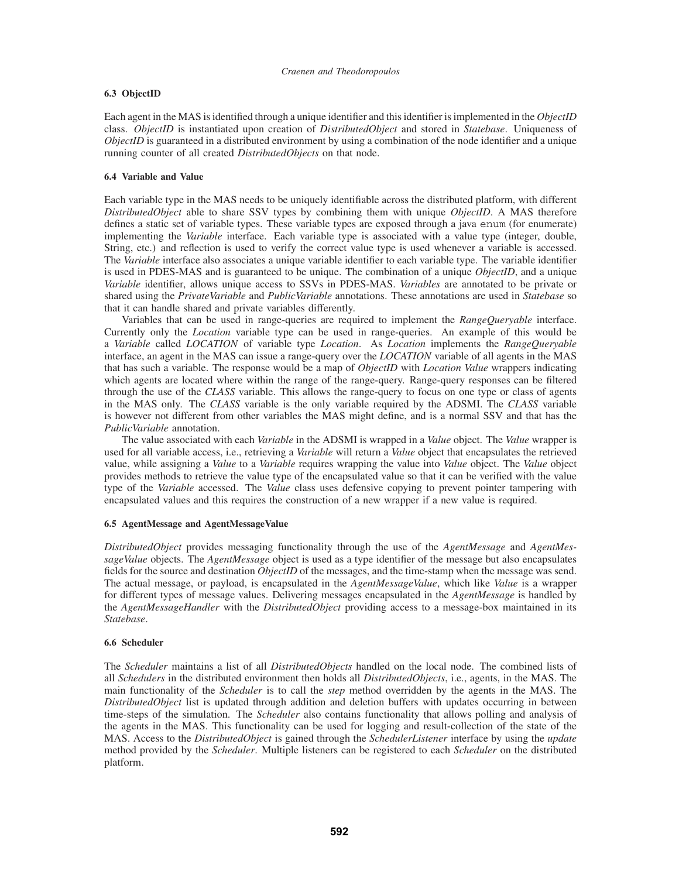### 6.3 ObjectID

Each agent in the MAS is identified through a unique identifier and this identifier is implemented in the *ObjectID* class. *ObjectID* is instantiated upon creation of *DistributedObject* and stored in *Statebase*. Uniqueness of *ObjectID* is guaranteed in a distributed environment by using a combination of the node identifier and a unique running counter of all created *DistributedObjects* on that node.

### 6.4 Variable and Value

Each variable type in the MAS needs to be uniquely identifiable across the distributed platform, with different *DistributedObject* able to share SSV types by combining them with unique *ObjectID*. A MAS therefore defines a static set of variable types. These variable types are exposed through a java `enum` (for enumerate) implementing the *Variable* interface. Each variable type is associated with a value type (integer, double, String, etc.) and reflection is used to verify the correct value type is used whenever a variable is accessed. The *Variable* interface also associates a unique variable identifier to each variable type. The variable identifier is used in PDES-MAS and is guaranteed to be unique. The combination of a unique *ObjectID*, and a unique *Variable* identifier, allows unique access to SSVs in PDES-MAS. *Variables* are annotated to be private or shared using the *PrivateVariable* and *PublicVariable* annotations. These annotations are used in *Statebase* so that it can handle shared and private variables differently.

Variables that can be used in range-queries are required to implement the *RangeQueryable* interface. Currently only the *Location* variable type can be used in range-queries. An example of this would be a *Variable* called *LOCATION* of variable type *Location*. As *Location* implements the *RangeQueryable* interface, an agent in the MAS can issue a range-query over the *LOCATION* variable of all agents in the MAS that has such a variable. The response would be a map of *ObjectID* with *Location Value* wrappers indicating which agents are located where within the range of the range-query. Range-query responses can be filtered through the use of the *CLASS* variable. This allows the range-query to focus on one type or class of agents in the MAS only. The *CLASS* variable is the only variable required by the ADSMI. The *CLASS* variable is however not different from other variables the MAS might define, and is a normal SSV and that has the *PublicVariable* annotation.

The value associated with each *Variable* in the ADSMI is wrapped in a *Value* object. The *Value* wrapper is used for all variable access, i.e., retrieving a *Variable* will return a *Value* object that encapsulates the retrieved value, while assigning a *Value* to a *Variable* requires wrapping the value into *Value* object. The *Value* object provides methods to retrieve the value type of the encapsulated value so that it can be verified with the value type of the *Variable* accessed. The *Value* class uses defensive copying to prevent pointer tampering with encapsulated values and this requires the construction of a new wrapper if a new value is required.

### 6.5 AgentMessage and AgentMessageValue

*DistributedObject* provides messaging functionality through the use of the *AgentMessage* and *AgentMessageValue* objects. The *AgentMessage* object is used as a type identifier of the message but also encapsulates fields for the source and destination *ObjectID* of the messages, and the time-stamp when the message was send. The actual message, or payload, is encapsulated in the *AgentMessageValue*, which like *Value* is a wrapper for different types of message values. Delivering messages encapsulated in the *AgentMessage* is handled by the *AgentMessageHandler* with the *DistributedObject* providing access to a message-box maintained in its *Statebase*.

### 6.6 Scheduler

The *Scheduler* maintains a list of all *DistributedObjects* handled on the local node. The combined lists of all *Schedulers* in the distributed environment then holds all *DistributedObjects*, i.e., agents, in the MAS. The main functionality of the *Scheduler* is to call the *step* method overridden by the agents in the MAS. The *DistributedObject* list is updated through addition and deletion buffers with updates occurring in between time-steps of the simulation. The *Scheduler* also contains functionality that allows polling and analysis of the agents in the MAS. This functionality can be used for logging and result-collection of the state of the MAS. Access to the *DistributedObject* is gained through the *SchedulerListener* interface by using the *update* method provided by the *Scheduler*. Multiple listeners can be registered to each *Scheduler* on the distributed platform.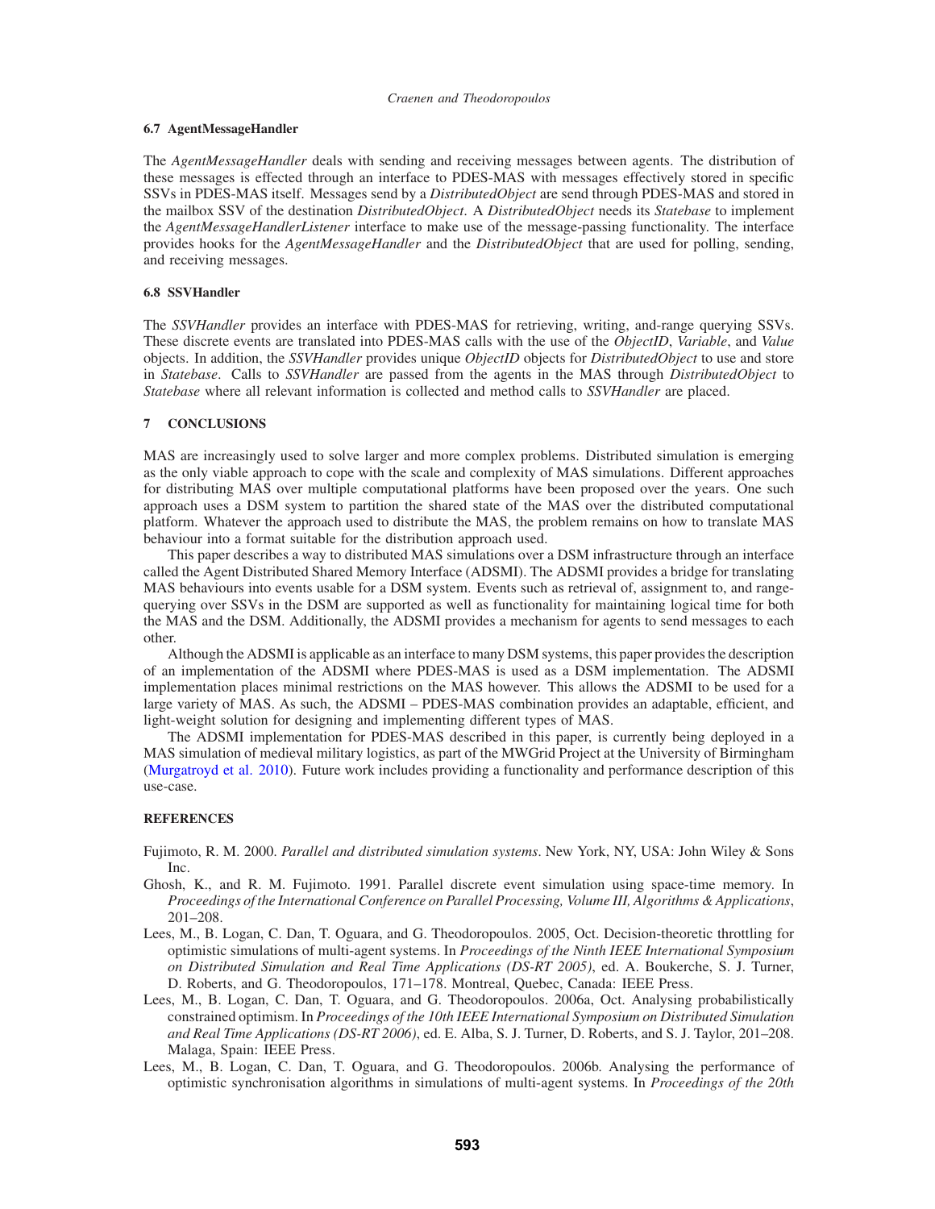### 6.7 AgentMessageHandler

The *AgentMessageHandler* deals with sending and receiving messages between agents. The distribution of these messages is effected through an interface to PDES-MAS with messages effectively stored in specific SSVs in PDES-MAS itself. Messages send by a *DistributedObject* are send through PDES-MAS and stored in the mailbox SSV of the destination *DistributedObject*. A *DistributedObject* needs its *Statebase* to implement the *AgentMessageHandlerListener* interface to make use of the message-passing functionality. The interface provides hooks for the *AgentMessageHandler* and the *DistributedObject* that are used for polling, sending, and receiving messages.

### 6.8 SSVHandler

The *SSVHandler* provides an interface with PDES-MAS for retrieving, writing, and-range querying SSVs. These discrete events are translated into PDES-MAS calls with the use of the *ObjectID*, *Variable*, and *Value* objects. In addition, the *SSVHandler* provides unique *ObjectID* objects for *DistributedObject* to use and store in *Statebase*. Calls to *SSVHandler* are passed from the agents in the MAS through *DistributedObject* to *Statebase* where all relevant information is collected and method calls to *SSVHandler* are placed.

## 7 CONCLUSIONS

MAS are increasingly used to solve larger and more complex problems. Distributed simulation is emerging as the only viable approach to cope with the scale and complexity of MAS simulations. Different approaches for distributing MAS over multiple computational platforms have been proposed over the years. One such approach uses a DSM system to partition the shared state of the MAS over the distributed computational platform. Whatever the approach used to distribute the MAS, the problem remains on how to translate MAS behaviour into a format suitable for the distribution approach used.

This paper describes a way to distributed MAS simulations over a DSM infrastructure through an interface called the Agent Distributed Shared Memory Interface (ADSMI). The ADSMI provides a bridge for translating MAS behaviours into events usable for a DSM system. Events such as retrieval of, assignment to, and range-querying over SSVs in the DSM are supported as well as functionality for maintaining logical time for both the MAS and the DSM. Additionally, the ADSMI provides a mechanism for agents to send messages to each other.

Although the ADSMI is applicable as an interface to many DSM systems, this paper provides the description of an implementation of the ADSMI where PDES-MAS is used as a DSM implementation. The ADSMI implementation places minimal restrictions on the MAS however. This allows the ADSMI to be used for a large variety of MAS. As such, the ADSMI – PDES-MAS combination provides an adaptable, efficient, and light-weight solution for designing and implementing different types of MAS.

The ADSMI implementation for PDES-MAS described in this paper, is currently being deployed in a MAS simulation of medieval military logistics, as part of the MWGrid Project at the University of Birmingham (Murgatroyd et al. 2010). Future work includes providing a functionality and performance description of this use-case.

## REFERENCES

Fujimoto, R. M. 2000. *Parallel and distributed simulation systems*. New York, NY, USA: John Wiley & Sons Inc.

Ghosh, K., and R. M. Fujimoto. 1991. Parallel discrete event simulation using space-time memory. In *Proceedings of the International Conference on Parallel Processing, Volume III, Algorithms & Applications*, 201–208.

Lees, M., B. Logan, C. Dan, T. Oguara, and G. Theodoropoulos. 2005, Oct. Decision-theoretic throttling for optimistic simulations of multi-agent systems. In *Proceedings of the Ninth IEEE International Symposium on Distributed Simulation and Real Time Applications (DS-RT 2005)*, ed. A. Boukerche, S. J. Turner, D. Roberts, and G. Theodoropoulos, 171–178. Montreal, Quebec, Canada: IEEE Press.

Lees, M., B. Logan, C. Dan, T. Oguara, and G. Theodoropoulos. 2006a, Oct. Analysing probabilistically constrained optimism. In *Proceedings of the 10th IEEE International Symposium on Distributed Simulation and Real Time Applications (DS-RT 2006)*, ed. E. Alba, S. J. Turner, D. Roberts, and S. J. Taylor, 201–208. Malaga, Spain: IEEE Press.

Lees, M., B. Logan, C. Dan, T. Oguara, and G. Theodoropoulos. 2006b. Analysing the performance of optimistic synchronisation algorithms in simulations of multi-agent systems. In *Proceedings of the 20th*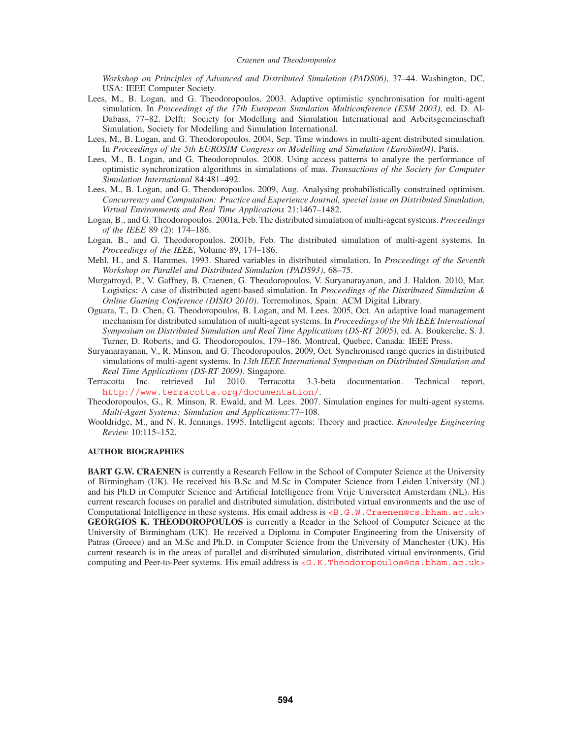*Workshop on Principles of Advanced and Distributed Simulation (PADS06)*, 37–44. Washington, DC, USA: IEEE Computer Society.

Lees, M., B. Logan, and G. Theodoropoulos. 2003. Adaptive optimistic synchronisation for multi-agent simulation. In *Proceedings of the 17th European Simulation Multiconference (ESM 2003)*, ed. D. Al-Dabass, 77–82. Delft: Society for Modelling and Simulation International and Arbeitsgemeinschaft Simulation, Society for Modelling and Simulation International.

Lees, M., B. Logan, and G. Theodoropoulos. 2004, Sep. Time windows in multi-agent distributed simulation. In *Proceedings of the 5th EUROSIM Congress on Modelling and Simulation (EuroSim04)*. Paris.

Lees, M., B. Logan, and G. Theodoropoulos. 2008. Using access patterns to analyze the performance of optimistic synchronization algorithms in simulations of mas. *Transactions of the Society for Computer Simulation International* 84:481–492.

Lees, M., B. Logan, and G. Theodoropoulos. 2009, Aug. Analysing probabilistically constrained optimism. *Concurrency and Computation: Practice and Experience Journal, special issue on Distributed Simulation, Virtual Environments and Real Time Applications* 21:1467–1482.

Logan, B., and G. Theodoropoulos. 2001a, Feb. The distributed simulation of multi-agent systems. *Proceedings of the IEEE* 89 (2): 174–186.

Logan, B., and G. Theodoropoulos. 2001b, Feb. The distributed simulation of multi-agent systems. In *Proceedings of the IEEE*, Volume 89, 174–186.

Mehl, H., and S. Hammes. 1993. Shared variables in distributed simulation. In *Proceedings of the Seventh Workshop on Parallel and Distributed Simulation (PADS93)*, 68–75.

Murgatroyd, P., V. Gaffney, B. Craenen, G. Theodoropoulos, V. Suryanarayanan, and J. Haldon. 2010, Mar. Logistics: A case of distributed agent-based simulation. In *Proceedings of the Distributed Simulation & Online Gaming Conference (DISIO 2010)*. Torremolinos, Spain: ACM Digital Library.

Oguara, T., D. Chen, G. Theodoropoulos, B. Logan, and M. Lees. 2005, Oct. An adaptive load management mechanism for distributed simulation of multi-agent systems. In *Proceedings of the 9th IEEE International Symposium on Distributed Simulation and Real Time Applications (DS-RT 2005)*, ed. A. Boukerche, S. J. Turner, D. Roberts, and G. Theodoropoulos, 179–186. Montreal, Quebec, Canada: IEEE Press.

Suryanarayanan, V., R. Minson, and G. Theodoropoulos. 2009, Oct. Synchronised range queries in distributed simulations of multi-agent systems. In *13th IEEE International Symposium on Distributed Simulation and Real Time Applications (DS-RT 2009)*. Singapore.

Terracotta Inc. retrieved Jul 2010. Terracotta 3.3-beta documentation. Technical report, http://www.terracotta.org/documentation/.

Theodoropoulos, G., R. Minson, R. Ewald, and M. Lees. 2007. Simulation engines for multi-agent systems. *Multi-Agent Systems: Simulation and Applications*:77–108.

Wooldridge, M., and N. R. Jennings. 1995. Intelligent agents: Theory and practice. *Knowledge Engineering Review* 10:115–152.

## AUTHOR BIOGRAPHIES

**BART G.W. CRAENEN** is currently a Research Fellow in the School of Computer Science at the University of Birmingham (UK). He received his B.Sc and M.Sc in Computer Science from Leiden University (NL) and his Ph.D in Computer Science and Artificial Intelligence from Vrije Universiteit Amsterdam (NL). His current research focuses on parallel and distributed simulation, distributed virtual environments and the use of Computational Intelligence in these systems. His email address is <B.G.W.Craenen@cs.bham.ac.uk>

**GEORGIOS K. THEODOROPOULOS** is currently a Reader in the School of Computer Science at the University of Birmingham (UK). He received a Diploma in Computer Engineering from the University of Patras (Greece) and an M.Sc and Ph.D. in Computer Science from the University of Manchester (UK). His current research is in the areas of parallel and distributed simulation, distributed virtual environments, Grid computing and Peer-to-Peer systems. His email address is <G.K.Theodoropoulos@cs.bham.ac.uk>